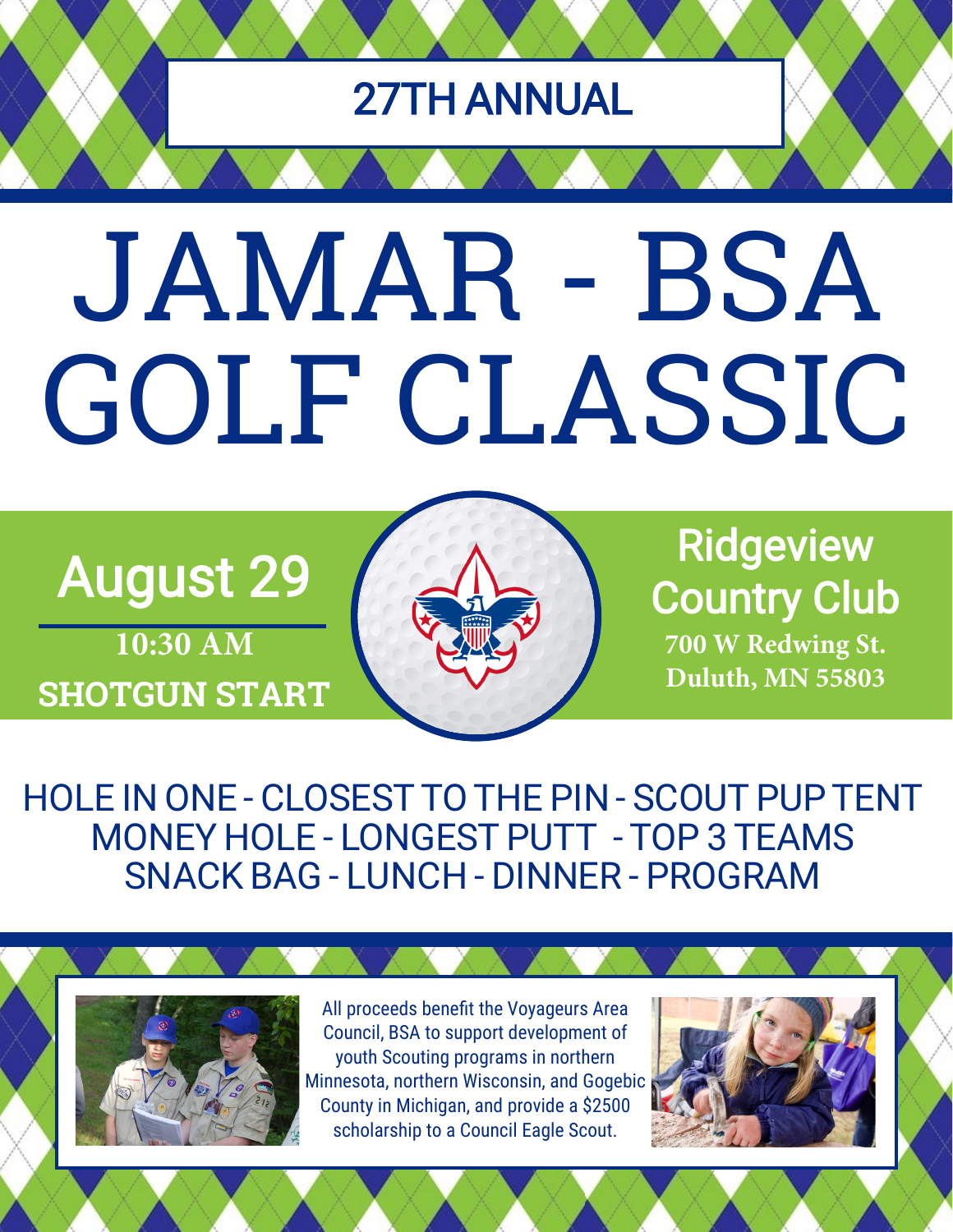27TH ANNUAL

# JAMAR - BSA GOLF CLASSIC

## August 29

**10:30 AM**

**SHOTGUN START**

## Ridgeview Country Club

**700 W Redwing St.**
**Duluth, MN 55803**

HOLE IN ONE - CLOSEST TO THE PIN - SCOUT PUP TENT
MONEY HOLE - LONGEST PUTT - TOP 3 TEAMS
SNACK BAG - LUNCH - DINNER - PROGRAM

All proceeds benefit the Voyageurs Area Council, BSA to support development of youth Scouting programs in northern Minnesota, northern Wisconsin, and Gogebic County in Michigan, and provide a $2500 scholarship to a Council Eagle Scout.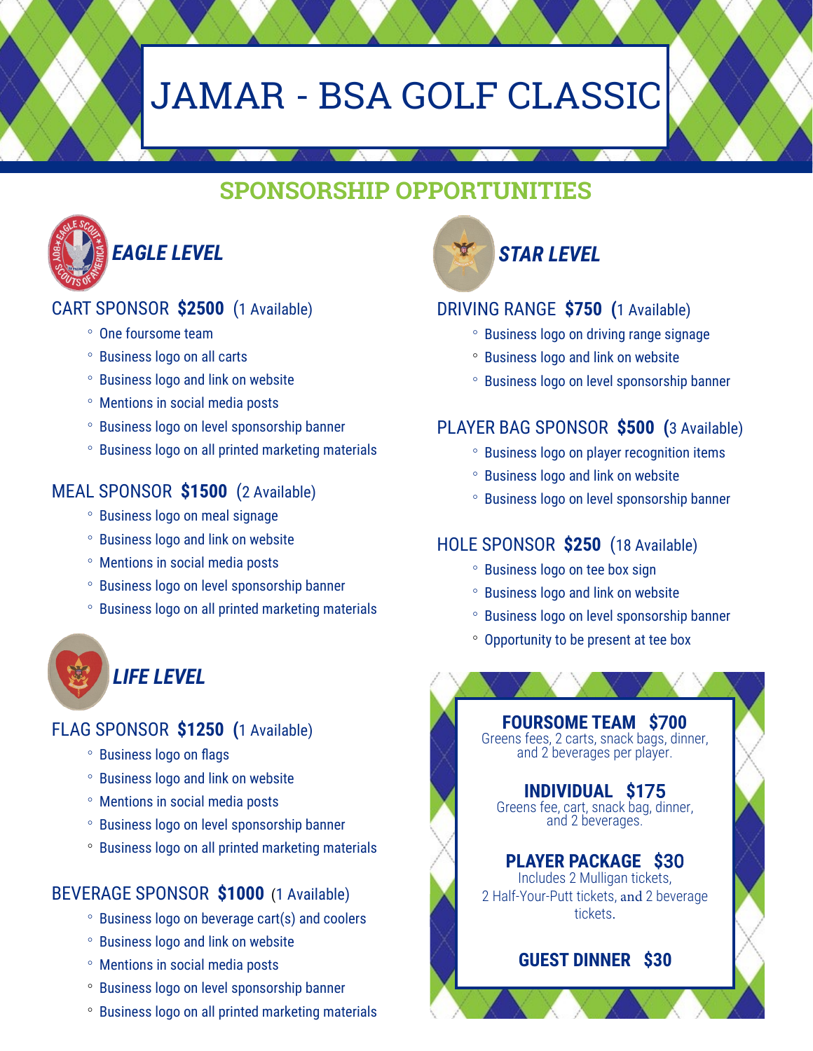# JAMAR - BSA GOLF CLASSIC

## SPONSORSHIP OPPORTUNITIES

### *EAGLE LEVEL*

**CART SPONSOR $2500** (1 Available)

- One foursome team
- Business logo on all carts
- Business logo and link on website
- Mentions in social media posts
- Business logo on level sponsorship banner
- Business logo on all printed marketing materials

**MEAL SPONSOR $1500** (2 Available)

- Business logo on meal signage
- Business logo and link on website
- Mentions in social media posts
- Business logo on level sponsorship banner
- Business logo on all printed marketing materials

### *LIFE LEVEL*

**FLAG SPONSOR $1250** (1 Available)

- Business logo on flags
- Business logo and link on website
- Mentions in social media posts
- Business logo on level sponsorship banner
- Business logo on all printed marketing materials

**BEVERAGE SPONSOR $1000** (1 Available)

- Business logo on beverage cart(s) and coolers
- Business logo and link on website
- Mentions in social media posts
- Business logo on level sponsorship banner
- Business logo on all printed marketing materials

### *STAR LEVEL*

**DRIVING RANGE $750** (1 Available)

- Business logo on driving range signage
- Business logo and link on website
- Business logo on level sponsorship banner

**PLAYER BAG SPONSOR $500** (3 Available)

- Business logo on player recognition items
- Business logo and link on website
- Business logo on level sponsorship banner

**HOLE SPONSOR $250** (18 Available)

- Business logo on tee box sign
- Business logo and link on website
- Business logo on level sponsorship banner
- Opportunity to be present at tee box

**FOURSOME TEAM $700**
Greens fees, 2 carts, snack bags, dinner, and 2 beverages per player.

**INDIVIDUAL $175**
Greens fee, cart, snack bag, dinner, and 2 beverages.

**PLAYER PACKAGE $30**
Includes 2 Mulligan tickets, 2 Half-Your-Putt tickets, and 2 beverage tickets.

**GUEST DINNER $30**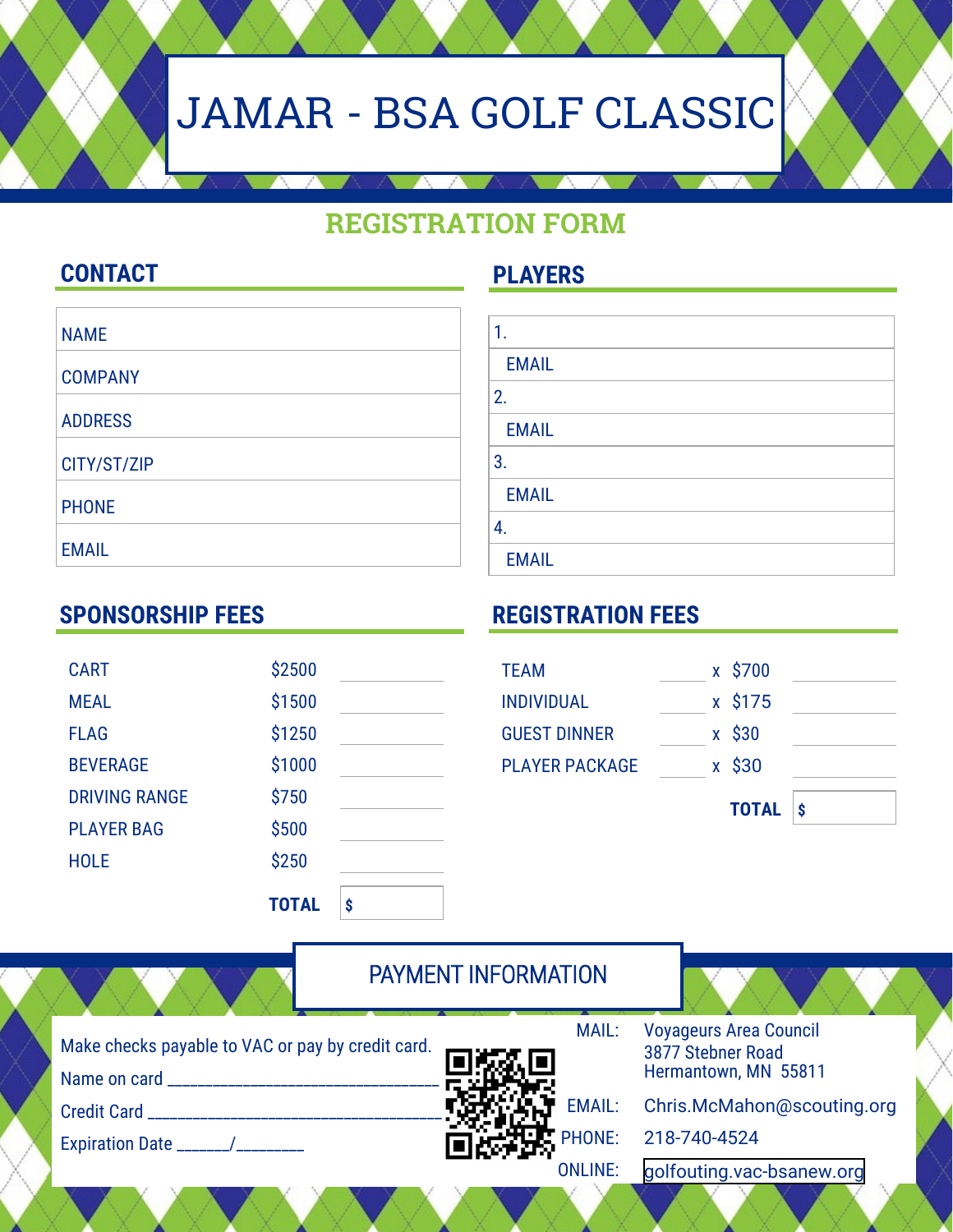# JAMAR - BSA GOLF CLASSIC

## REGISTRATION FORM

### CONTACT

| | |
|---|---|
| NAME | |
| COMPANY | |
| ADDRESS | |
| CITY/ST/ZIP | |
| PHONE | |
| EMAIL | |

### PLAYERS

| | |
|---|---|
| 1. | |
| EMAIL | |
| 2. | |
| EMAIL | |
| 3. | |
| EMAIL | |
| 4. | |
| EMAIL | |

### SPONSORSHIP FEES

| | | |
|---|---|---|
| CART | $2500 | |
| MEAL | $1500 | |
| FLAG | $1250 | |
| BEVERAGE | $1000 | |
| DRIVING RANGE | $750 | |
| PLAYER BAG | $500 | |
| HOLE | $250 | |
| | **TOTAL** | $ |

### REGISTRATION FEES

| | | | |
|---|---|---|---|
| TEAM | | x $700 | |
| INDIVIDUAL | | x $175 | |
| GUEST DINNER | | x $30 | |
| PLAYER PACKAGE | | x $30 | |
| | | **TOTAL** | $ |

## PAYMENT INFORMATION

Make checks payable to VAC or pay by credit card.

Name on card ________________________________

Credit Card ___________________________________

Expiration Date ______/________

MAIL: Voyageurs Area Council
3877 Stebner Road
Hermantown, MN 55811

EMAIL: Chris.McMahon@scouting.org

PHONE: 218-740-4524

ONLINE: golfouting.vac-bsanew.org